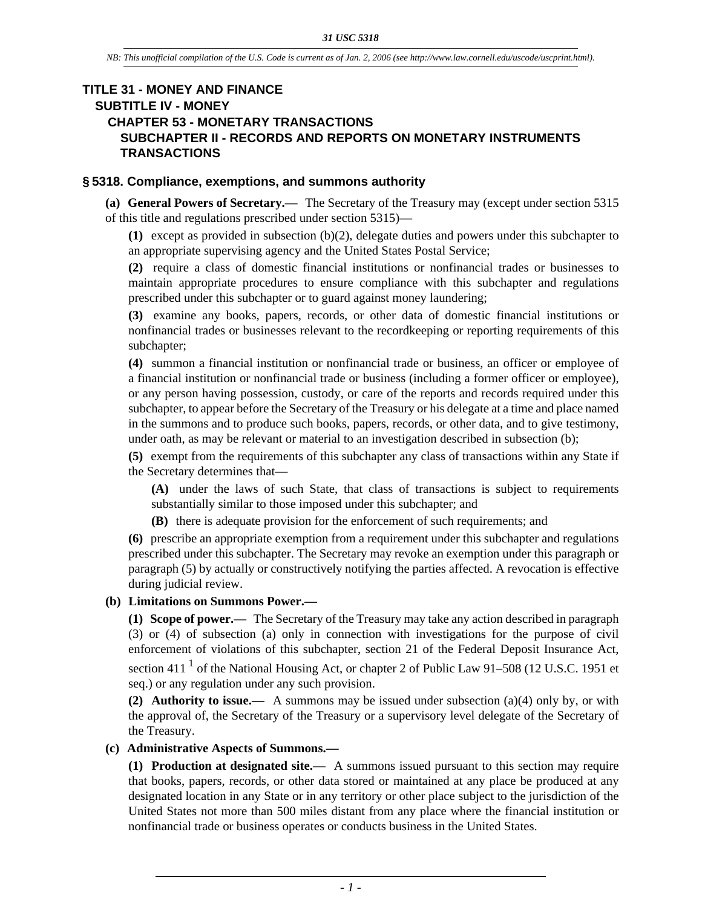# TITLE 31 - MONEY AND FINANCE

## SUBTITLE IV - MONEY

### CHAPTER 53 - MONETARY TRANSACTIONS

#### SUBCHAPTER II - RECORDS AND REPORTS ON MONETARY INSTRUMENTS TRANSACTIONS

### § 5318. Compliance, exemptions, and summons authority

**(a) General Powers of Secretary.—** The Secretary of the Treasury may (except under section 5315 of this title and regulations prescribed under section 5315)—

**(1)** except as provided in subsection (b)(2), delegate duties and powers under this subchapter to an appropriate supervising agency and the United States Postal Service;

**(2)** require a class of domestic financial institutions or nonfinancial trades or businesses to maintain appropriate procedures to ensure compliance with this subchapter and regulations prescribed under this subchapter or to guard against money laundering;

**(3)** examine any books, papers, records, or other data of domestic financial institutions or nonfinancial trades or businesses relevant to the recordkeeping or reporting requirements of this subchapter;

**(4)** summon a financial institution or nonfinancial trade or business, an officer or employee of a financial institution or nonfinancial trade or business (including a former officer or employee), or any person having possession, custody, or care of the reports and records required under this subchapter, to appear before the Secretary of the Treasury or his delegate at a time and place named in the summons and to produce such books, papers, records, or other data, and to give testimony, under oath, as may be relevant or material to an investigation described in subsection (b);

**(5)** exempt from the requirements of this subchapter any class of transactions within any State if the Secretary determines that—

**(A)** under the laws of such State, that class of transactions is subject to requirements substantially similar to those imposed under this subchapter; and

**(B)** there is adequate provision for the enforcement of such requirements; and

**(6)** prescribe an appropriate exemption from a requirement under this subchapter and regulations prescribed under this subchapter. The Secretary may revoke an exemption under this paragraph or paragraph (5) by actually or constructively notifying the parties affected. A revocation is effective during judicial review.

**(b) Limitations on Summons Power.—**

**(1) Scope of power.—** The Secretary of the Treasury may take any action described in paragraph (3) or (4) of subsection (a) only in connection with investigations for the purpose of civil enforcement of violations of this subchapter, section 21 of the Federal Deposit Insurance Act, section 411 [1] of the National Housing Act, or chapter 2 of Public Law 91–508 (12 U.S.C. 1951 et seq.) or any regulation under any such provision.

**(2) Authority to issue.—** A summons may be issued under subsection (a)(4) only by, or with the approval of, the Secretary of the Treasury or a supervisory level delegate of the Secretary of the Treasury.

**(c) Administrative Aspects of Summons.—**

**(1) Production at designated site.—** A summons issued pursuant to this section may require that books, papers, records, or other data stored or maintained at any place be produced at any designated location in any State or in any territory or other place subject to the jurisdiction of the United States not more than 500 miles distant from any place where the financial institution or nonfinancial trade or business operates or conducts business in the United States.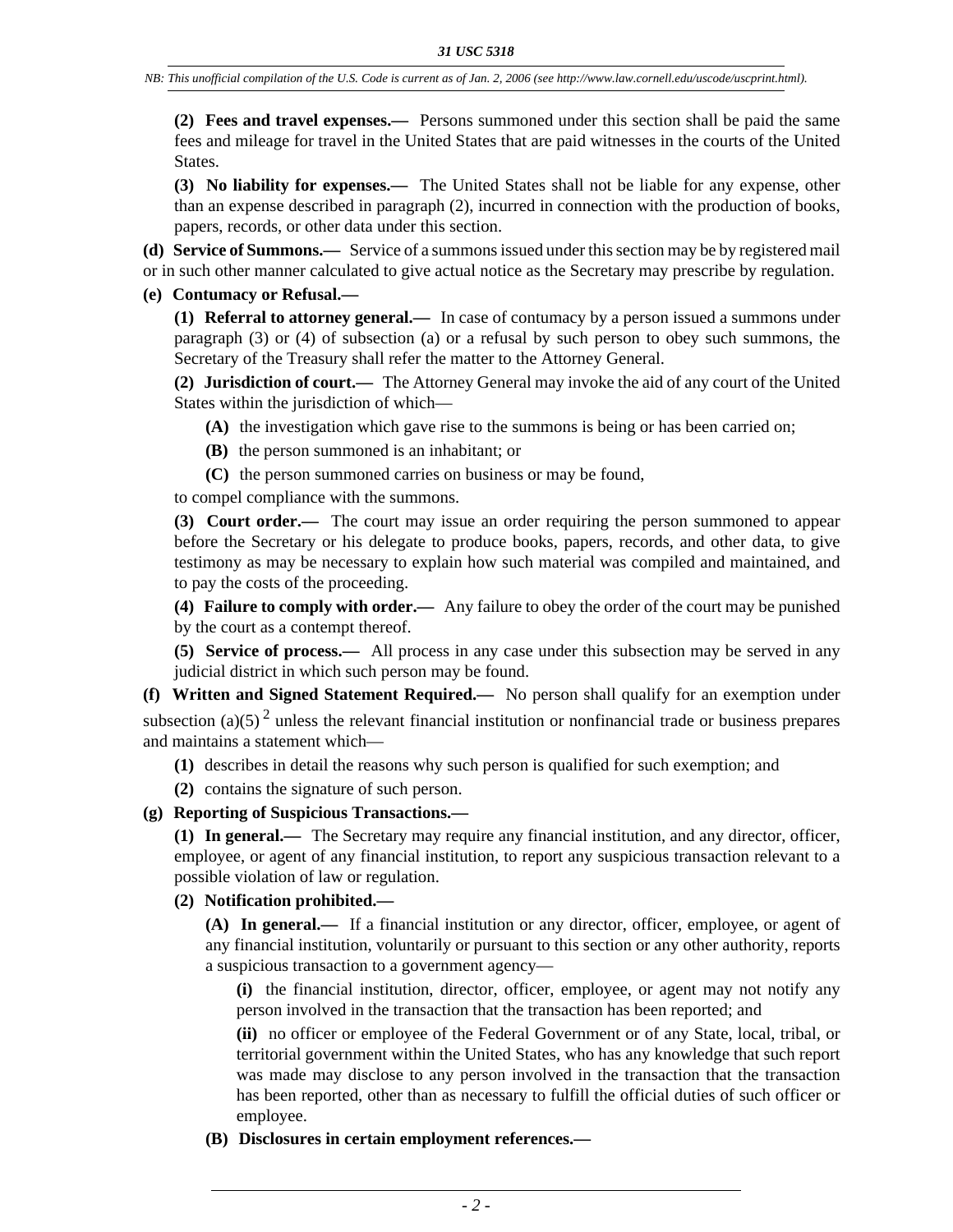**(2) Fees and travel expenses.—** Persons summoned under this section shall be paid the same fees and mileage for travel in the United States that are paid witnesses in the courts of the United States.

**(3) No liability for expenses.—** The United States shall not be liable for any expense, other than an expense described in paragraph (2), incurred in connection with the production of books, papers, records, or other data under this section.

**(d) Service of Summons.—** Service of a summons issued under this section may be by registered mail or in such other manner calculated to give actual notice as the Secretary may prescribe by regulation.

**(e) Contumacy or Refusal.—**

**(1) Referral to attorney general.—** In case of contumacy by a person issued a summons under paragraph (3) or (4) of subsection (a) or a refusal by such person to obey such summons, the Secretary of the Treasury shall refer the matter to the Attorney General.

**(2) Jurisdiction of court.—** The Attorney General may invoke the aid of any court of the United States within the jurisdiction of which—

**(A)** the investigation which gave rise to the summons is being or has been carried on;

**(B)** the person summoned is an inhabitant; or

**(C)** the person summoned carries on business or may be found,

to compel compliance with the summons.

**(3) Court order.—** The court may issue an order requiring the person summoned to appear before the Secretary or his delegate to produce books, papers, records, and other data, to give testimony as may be necessary to explain how such material was compiled and maintained, and to pay the costs of the proceeding.

**(4) Failure to comply with order.—** Any failure to obey the order of the court may be punished by the court as a contempt thereof.

**(5) Service of process.—** All process in any case under this subsection may be served in any judicial district in which such person may be found.

**(f) Written and Signed Statement Required.—** No person shall qualify for an exemption under subsection (a)(5) [2] unless the relevant financial institution or nonfinancial trade or business prepares and maintains a statement which—

**(1)** describes in detail the reasons why such person is qualified for such exemption; and

**(2)** contains the signature of such person.

**(g) Reporting of Suspicious Transactions.—**

**(1) In general.—** The Secretary may require any financial institution, and any director, officer, employee, or agent of any financial institution, to report any suspicious transaction relevant to a possible violation of law or regulation.

**(2) Notification prohibited.—**

**(A) In general.—** If a financial institution or any director, officer, employee, or agent of any financial institution, voluntarily or pursuant to this section or any other authority, reports a suspicious transaction to a government agency—

**(i)** the financial institution, director, officer, employee, or agent may not notify any person involved in the transaction that the transaction has been reported; and

**(ii)** no officer or employee of the Federal Government or of any State, local, tribal, or territorial government within the United States, who has any knowledge that such report was made may disclose to any person involved in the transaction that the transaction has been reported, other than as necessary to fulfill the official duties of such officer or employee.

**(B) Disclosures in certain employment references.—**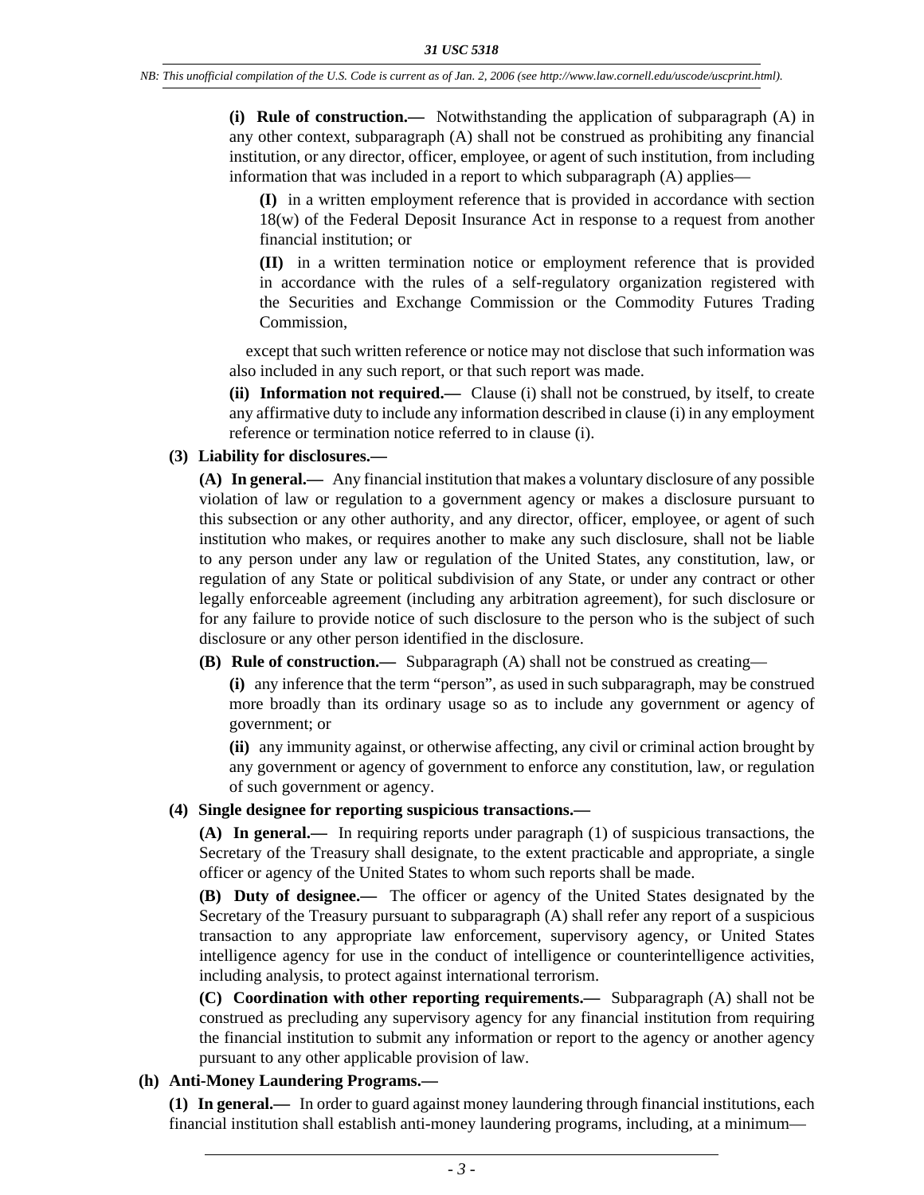**(i) Rule of construction.—** Notwithstanding the application of subparagraph (A) in any other context, subparagraph (A) shall not be construed as prohibiting any financial institution, or any director, officer, employee, or agent of such institution, from including information that was included in a report to which subparagraph (A) applies—

**(I)** in a written employment reference that is provided in accordance with section 18(w) of the Federal Deposit Insurance Act in response to a request from another financial institution; or

**(II)** in a written termination notice or employment reference that is provided in accordance with the rules of a self-regulatory organization registered with the Securities and Exchange Commission or the Commodity Futures Trading Commission,

except that such written reference or notice may not disclose that such information was also included in any such report, or that such report was made.

**(ii) Information not required.—** Clause (i) shall not be construed, by itself, to create any affirmative duty to include any information described in clause (i) in any employment reference or termination notice referred to in clause (i).

**(3) Liability for disclosures.—**

**(A) In general.—** Any financial institution that makes a voluntary disclosure of any possible violation of law or regulation to a government agency or makes a disclosure pursuant to this subsection or any other authority, and any director, officer, employee, or agent of such institution who makes, or requires another to make any such disclosure, shall not be liable to any person under any law or regulation of the United States, any constitution, law, or regulation of any State or political subdivision of any State, or under any contract or other legally enforceable agreement (including any arbitration agreement), for such disclosure or for any failure to provide notice of such disclosure to the person who is the subject of such disclosure or any other person identified in the disclosure.

**(B) Rule of construction.—** Subparagraph (A) shall not be construed as creating—

**(i)** any inference that the term "person", as used in such subparagraph, may be construed more broadly than its ordinary usage so as to include any government or agency of government; or

**(ii)** any immunity against, or otherwise affecting, any civil or criminal action brought by any government or agency of government to enforce any constitution, law, or regulation of such government or agency.

**(4) Single designee for reporting suspicious transactions.—**

**(A) In general.—** In requiring reports under paragraph (1) of suspicious transactions, the Secretary of the Treasury shall designate, to the extent practicable and appropriate, a single officer or agency of the United States to whom such reports shall be made.

**(B) Duty of designee.—** The officer or agency of the United States designated by the Secretary of the Treasury pursuant to subparagraph (A) shall refer any report of a suspicious transaction to any appropriate law enforcement, supervisory agency, or United States intelligence agency for use in the conduct of intelligence or counterintelligence activities, including analysis, to protect against international terrorism.

**(C) Coordination with other reporting requirements.—** Subparagraph (A) shall not be construed as precluding any supervisory agency for any financial institution from requiring the financial institution to submit any information or report to the agency or another agency pursuant to any other applicable provision of law.

**(h) Anti-Money Laundering Programs.—**

**(1) In general.—** In order to guard against money laundering through financial institutions, each financial institution shall establish anti-money laundering programs, including, at a minimum—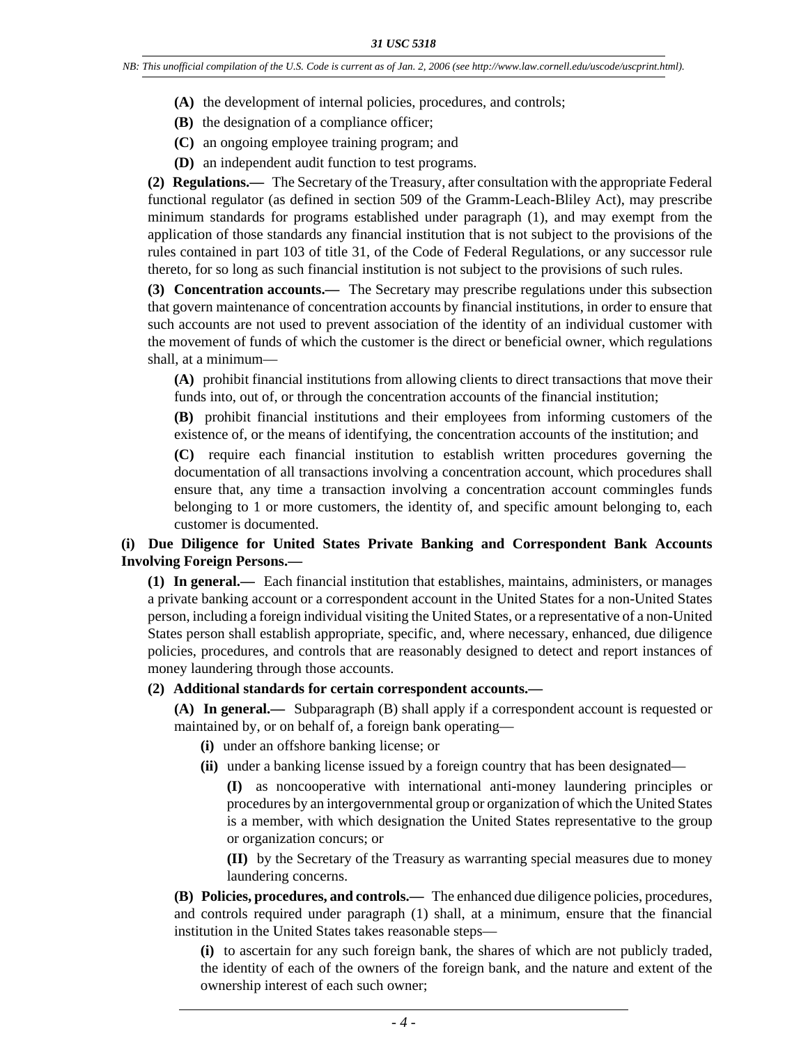**(A)** the development of internal policies, procedures, and controls;

**(B)** the designation of a compliance officer;

**(C)** an ongoing employee training program; and

**(D)** an independent audit function to test programs.

**(2) Regulations.—** The Secretary of the Treasury, after consultation with the appropriate Federal functional regulator (as defined in section 509 of the Gramm-Leach-Bliley Act), may prescribe minimum standards for programs established under paragraph (1), and may exempt from the application of those standards any financial institution that is not subject to the provisions of the rules contained in part 103 of title 31, of the Code of Federal Regulations, or any successor rule thereto, for so long as such financial institution is not subject to the provisions of such rules.

**(3) Concentration accounts.—** The Secretary may prescribe regulations under this subsection that govern maintenance of concentration accounts by financial institutions, in order to ensure that such accounts are not used to prevent association of the identity of an individual customer with the movement of funds of which the customer is the direct or beneficial owner, which regulations shall, at a minimum—

**(A)** prohibit financial institutions from allowing clients to direct transactions that move their funds into, out of, or through the concentration accounts of the financial institution;

**(B)** prohibit financial institutions and their employees from informing customers of the existence of, or the means of identifying, the concentration accounts of the institution; and

**(C)** require each financial institution to establish written procedures governing the documentation of all transactions involving a concentration account, which procedures shall ensure that, any time a transaction involving a concentration account commingles funds belonging to 1 or more customers, the identity of, and specific amount belonging to, each customer is documented.

**(i) Due Diligence for United States Private Banking and Correspondent Bank Accounts Involving Foreign Persons.—**

**(1) In general.—** Each financial institution that establishes, maintains, administers, or manages a private banking account or a correspondent account in the United States for a non-United States person, including a foreign individual visiting the United States, or a representative of a non-United States person shall establish appropriate, specific, and, where necessary, enhanced, due diligence policies, procedures, and controls that are reasonably designed to detect and report instances of money laundering through those accounts.

**(2) Additional standards for certain correspondent accounts.—**

**(A) In general.—** Subparagraph (B) shall apply if a correspondent account is requested or maintained by, or on behalf of, a foreign bank operating—

**(i)** under an offshore banking license; or

**(ii)** under a banking license issued by a foreign country that has been designated—

**(I)** as noncooperative with international anti-money laundering principles or procedures by an intergovernmental group or organization of which the United States is a member, with which designation the United States representative to the group or organization concurs; or

**(II)** by the Secretary of the Treasury as warranting special measures due to money laundering concerns.

**(B) Policies, procedures, and controls.—** The enhanced due diligence policies, procedures, and controls required under paragraph (1) shall, at a minimum, ensure that the financial institution in the United States takes reasonable steps—

**(i)** to ascertain for any such foreign bank, the shares of which are not publicly traded, the identity of each of the owners of the foreign bank, and the nature and extent of the ownership interest of each such owner;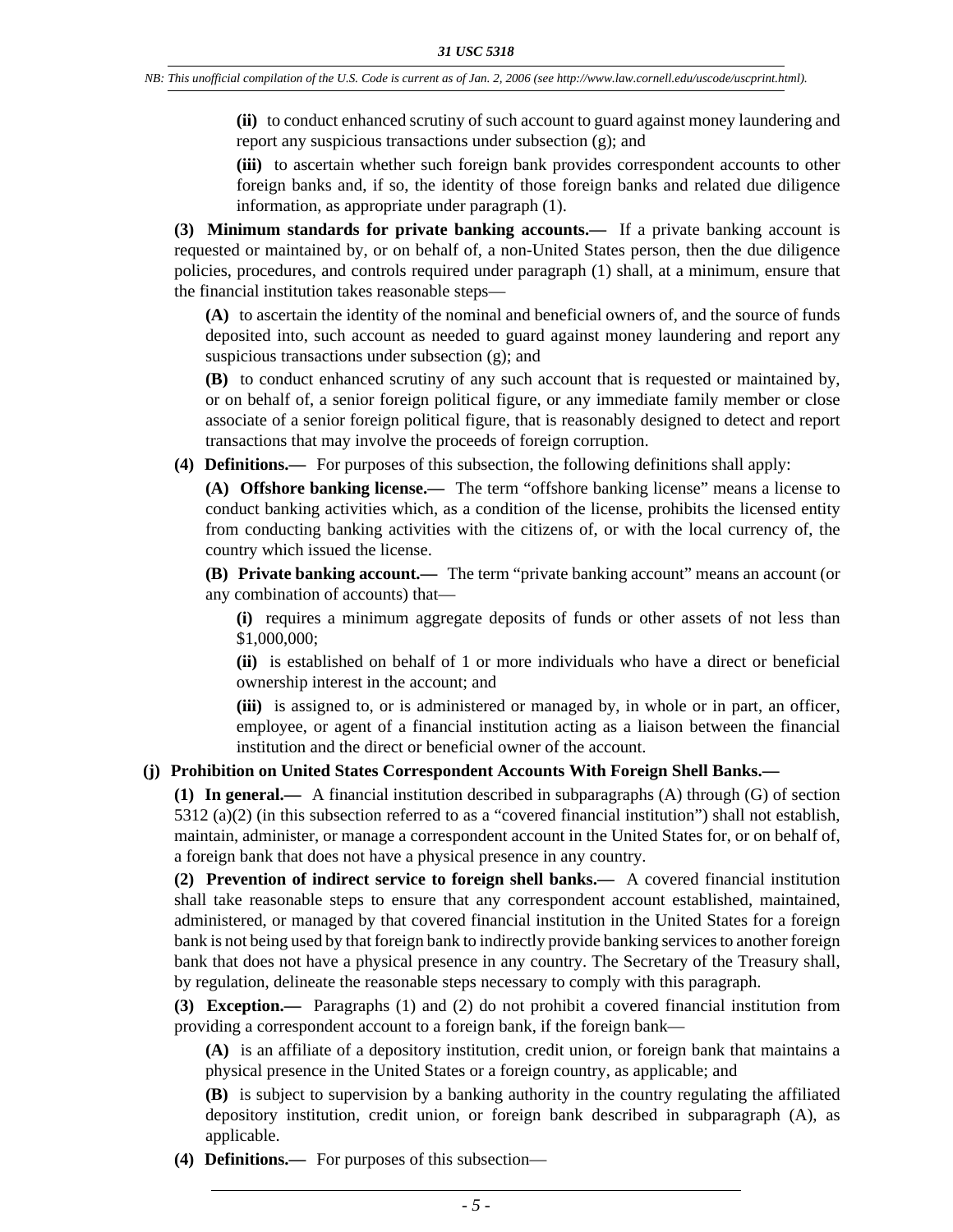**(ii)** to conduct enhanced scrutiny of such account to guard against money laundering and report any suspicious transactions under subsection (g); and

**(iii)** to ascertain whether such foreign bank provides correspondent accounts to other foreign banks and, if so, the identity of those foreign banks and related due diligence information, as appropriate under paragraph (1).

**(3) Minimum standards for private banking accounts.—** If a private banking account is requested or maintained by, or on behalf of, a non-United States person, then the due diligence policies, procedures, and controls required under paragraph (1) shall, at a minimum, ensure that the financial institution takes reasonable steps—

**(A)** to ascertain the identity of the nominal and beneficial owners of, and the source of funds deposited into, such account as needed to guard against money laundering and report any suspicious transactions under subsection (g); and

**(B)** to conduct enhanced scrutiny of any such account that is requested or maintained by, or on behalf of, a senior foreign political figure, or any immediate family member or close associate of a senior foreign political figure, that is reasonably designed to detect and report transactions that may involve the proceeds of foreign corruption.

**(4) Definitions.—** For purposes of this subsection, the following definitions shall apply:

**(A) Offshore banking license.—** The term "offshore banking license" means a license to conduct banking activities which, as a condition of the license, prohibits the licensed entity from conducting banking activities with the citizens of, or with the local currency of, the country which issued the license.

**(B) Private banking account.—** The term "private banking account" means an account (or any combination of accounts) that—

**(i)** requires a minimum aggregate deposits of funds or other assets of not less than $1,000,000;

**(ii)** is established on behalf of 1 or more individuals who have a direct or beneficial ownership interest in the account; and

**(iii)** is assigned to, or is administered or managed by, in whole or in part, an officer, employee, or agent of a financial institution acting as a liaison between the financial institution and the direct or beneficial owner of the account.

**(j) Prohibition on United States Correspondent Accounts With Foreign Shell Banks.—**

**(1) In general.—** A financial institution described in subparagraphs (A) through (G) of section 5312 (a)(2) (in this subsection referred to as a "covered financial institution") shall not establish, maintain, administer, or manage a correspondent account in the United States for, or on behalf of, a foreign bank that does not have a physical presence in any country.

**(2) Prevention of indirect service to foreign shell banks.—** A covered financial institution shall take reasonable steps to ensure that any correspondent account established, maintained, administered, or managed by that covered financial institution in the United States for a foreign bank is not being used by that foreign bank to indirectly provide banking services to another foreign bank that does not have a physical presence in any country. The Secretary of the Treasury shall, by regulation, delineate the reasonable steps necessary to comply with this paragraph.

**(3) Exception.—** Paragraphs (1) and (2) do not prohibit a covered financial institution from providing a correspondent account to a foreign bank, if the foreign bank—

**(A)** is an affiliate of a depository institution, credit union, or foreign bank that maintains a physical presence in the United States or a foreign country, as applicable; and

**(B)** is subject to supervision by a banking authority in the country regulating the affiliated depository institution, credit union, or foreign bank described in subparagraph (A), as applicable.

**(4) Definitions.—** For purposes of this subsection—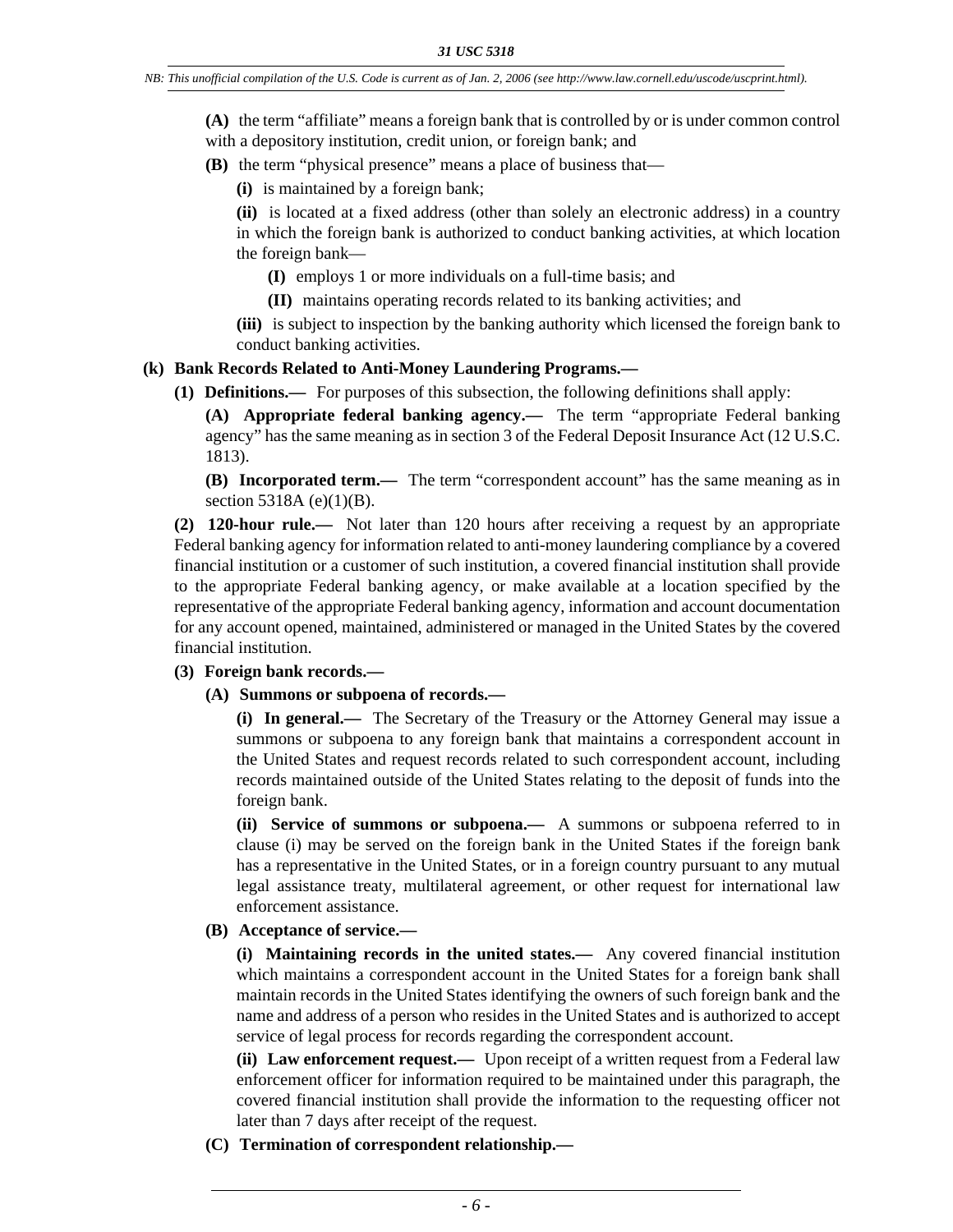**(A)** the term "affiliate" means a foreign bank that is controlled by or is under common control with a depository institution, credit union, or foreign bank; and

**(B)** the term "physical presence" means a place of business that—

**(i)** is maintained by a foreign bank;

**(ii)** is located at a fixed address (other than solely an electronic address) in a country in which the foreign bank is authorized to conduct banking activities, at which location the foreign bank—

**(I)** employs 1 or more individuals on a full-time basis; and

**(II)** maintains operating records related to its banking activities; and

**(iii)** is subject to inspection by the banking authority which licensed the foreign bank to conduct banking activities.

**(k) Bank Records Related to Anti-Money Laundering Programs.—**

**(1) Definitions.—** For purposes of this subsection, the following definitions shall apply:

**(A) Appropriate federal banking agency.—** The term "appropriate Federal banking agency" has the same meaning as in section 3 of the Federal Deposit Insurance Act (12 U.S.C. 1813).

**(B) Incorporated term.—** The term "correspondent account" has the same meaning as in section 5318A (e)(1)(B).

**(2) 120-hour rule.—** Not later than 120 hours after receiving a request by an appropriate Federal banking agency for information related to anti-money laundering compliance by a covered financial institution or a customer of such institution, a covered financial institution shall provide to the appropriate Federal banking agency, or make available at a location specified by the representative of the appropriate Federal banking agency, information and account documentation for any account opened, maintained, administered or managed in the United States by the covered financial institution.

**(3) Foreign bank records.—**

**(A) Summons or subpoena of records.—**

**(i) In general.—** The Secretary of the Treasury or the Attorney General may issue a summons or subpoena to any foreign bank that maintains a correspondent account in the United States and request records related to such correspondent account, including records maintained outside of the United States relating to the deposit of funds into the foreign bank.

**(ii) Service of summons or subpoena.—** A summons or subpoena referred to in clause (i) may be served on the foreign bank in the United States if the foreign bank has a representative in the United States, or in a foreign country pursuant to any mutual legal assistance treaty, multilateral agreement, or other request for international law enforcement assistance.

**(B) Acceptance of service.—**

**(i) Maintaining records in the united states.—** Any covered financial institution which maintains a correspondent account in the United States for a foreign bank shall maintain records in the United States identifying the owners of such foreign bank and the name and address of a person who resides in the United States and is authorized to accept service of legal process for records regarding the correspondent account.

**(ii) Law enforcement request.—** Upon receipt of a written request from a Federal law enforcement officer for information required to be maintained under this paragraph, the covered financial institution shall provide the information to the requesting officer not later than 7 days after receipt of the request.

**(C) Termination of correspondent relationship.—**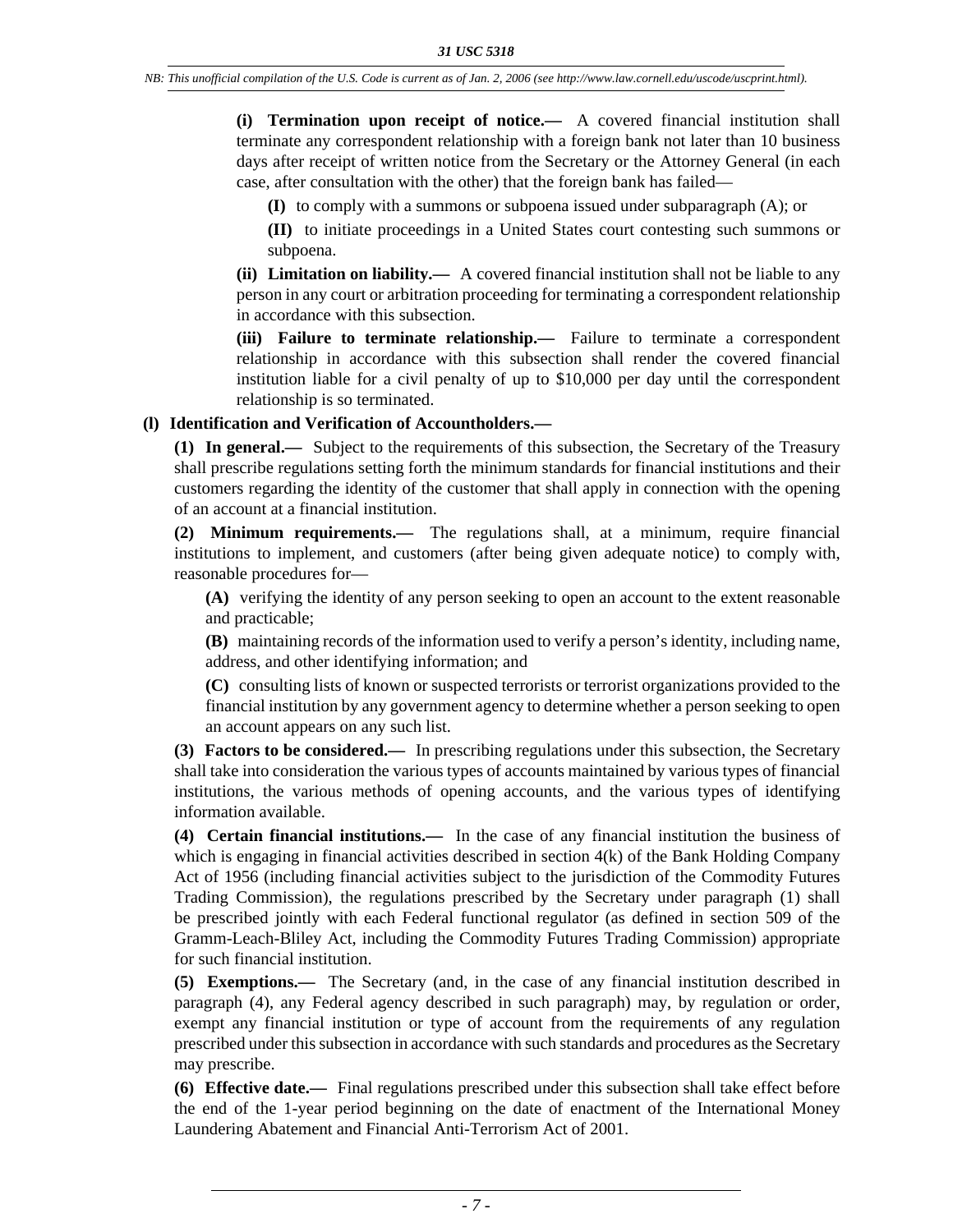**(i) Termination upon receipt of notice.—** A covered financial institution shall terminate any correspondent relationship with a foreign bank not later than 10 business days after receipt of written notice from the Secretary or the Attorney General (in each case, after consultation with the other) that the foreign bank has failed—

**(I)** to comply with a summons or subpoena issued under subparagraph (A); or

**(II)** to initiate proceedings in a United States court contesting such summons or subpoena.

**(ii) Limitation on liability.—** A covered financial institution shall not be liable to any person in any court or arbitration proceeding for terminating a correspondent relationship in accordance with this subsection.

**(iii) Failure to terminate relationship.—** Failure to terminate a correspondent relationship in accordance with this subsection shall render the covered financial institution liable for a civil penalty of up to $10,000 per day until the correspondent relationship is so terminated.

**(l) Identification and Verification of Accountholders.—**

**(1) In general.—** Subject to the requirements of this subsection, the Secretary of the Treasury shall prescribe regulations setting forth the minimum standards for financial institutions and their customers regarding the identity of the customer that shall apply in connection with the opening of an account at a financial institution.

**(2) Minimum requirements.—** The regulations shall, at a minimum, require financial institutions to implement, and customers (after being given adequate notice) to comply with, reasonable procedures for—

**(A)** verifying the identity of any person seeking to open an account to the extent reasonable and practicable;

**(B)** maintaining records of the information used to verify a person's identity, including name, address, and other identifying information; and

**(C)** consulting lists of known or suspected terrorists or terrorist organizations provided to the financial institution by any government agency to determine whether a person seeking to open an account appears on any such list.

**(3) Factors to be considered.—** In prescribing regulations under this subsection, the Secretary shall take into consideration the various types of accounts maintained by various types of financial institutions, the various methods of opening accounts, and the various types of identifying information available.

**(4) Certain financial institutions.—** In the case of any financial institution the business of which is engaging in financial activities described in section 4(k) of the Bank Holding Company Act of 1956 (including financial activities subject to the jurisdiction of the Commodity Futures Trading Commission), the regulations prescribed by the Secretary under paragraph (1) shall be prescribed jointly with each Federal functional regulator (as defined in section 509 of the Gramm-Leach-Bliley Act, including the Commodity Futures Trading Commission) appropriate for such financial institution.

**(5) Exemptions.—** The Secretary (and, in the case of any financial institution described in paragraph (4), any Federal agency described in such paragraph) may, by regulation or order, exempt any financial institution or type of account from the requirements of any regulation prescribed under this subsection in accordance with such standards and procedures as the Secretary may prescribe.

**(6) Effective date.—** Final regulations prescribed under this subsection shall take effect before the end of the 1-year period beginning on the date of enactment of the International Money Laundering Abatement and Financial Anti-Terrorism Act of 2001.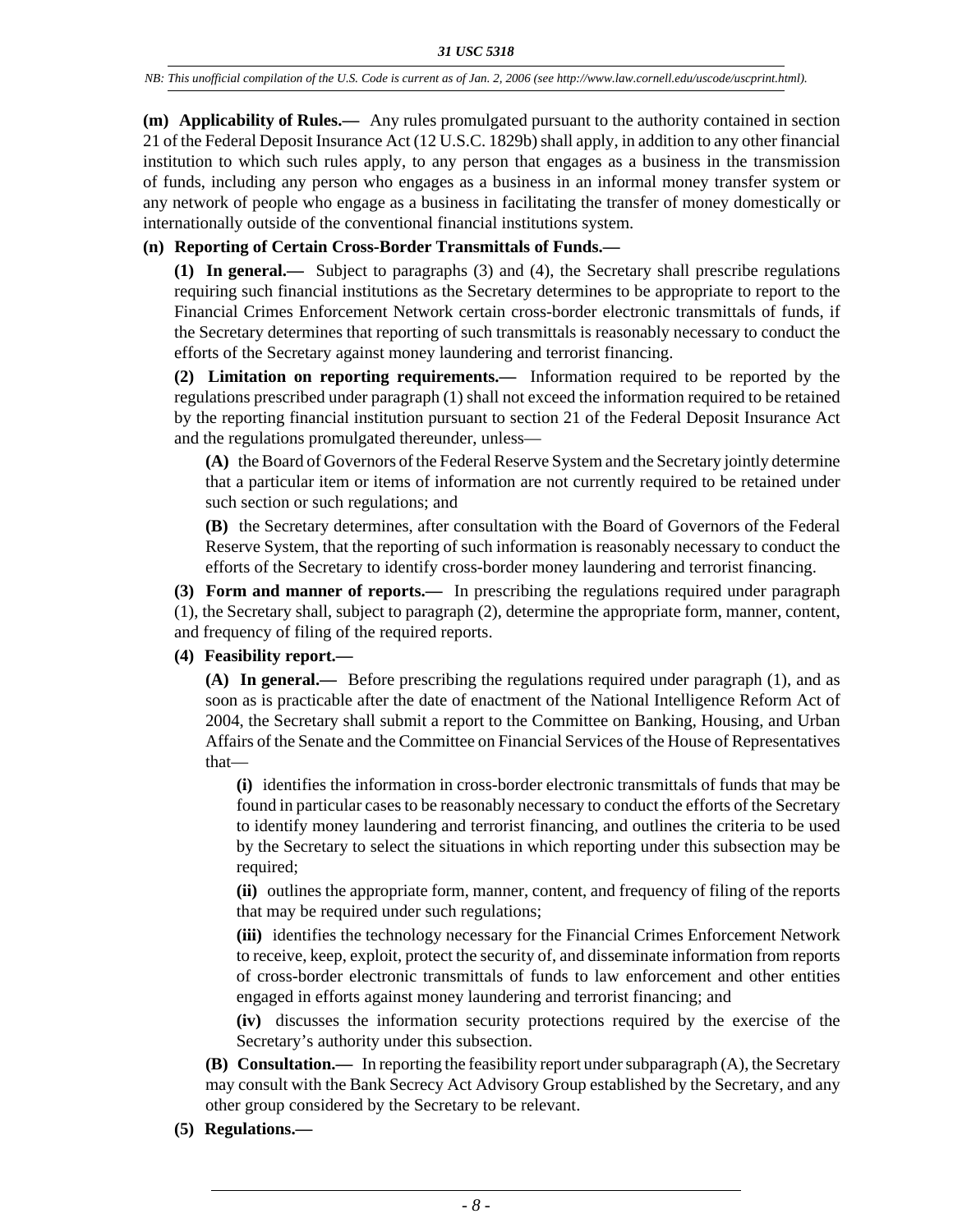**(m) Applicability of Rules.—** Any rules promulgated pursuant to the authority contained in section 21 of the Federal Deposit Insurance Act (12 U.S.C. 1829b) shall apply, in addition to any other financial institution to which such rules apply, to any person that engages as a business in the transmission of funds, including any person who engages as a business in an informal money transfer system or any network of people who engage as a business in facilitating the transfer of money domestically or internationally outside of the conventional financial institutions system.

**(n) Reporting of Certain Cross-Border Transmittals of Funds.—**

**(1) In general.—** Subject to paragraphs (3) and (4), the Secretary shall prescribe regulations requiring such financial institutions as the Secretary determines to be appropriate to report to the Financial Crimes Enforcement Network certain cross-border electronic transmittals of funds, if the Secretary determines that reporting of such transmittals is reasonably necessary to conduct the efforts of the Secretary against money laundering and terrorist financing.

**(2) Limitation on reporting requirements.—** Information required to be reported by the regulations prescribed under paragraph (1) shall not exceed the information required to be retained by the reporting financial institution pursuant to section 21 of the Federal Deposit Insurance Act and the regulations promulgated thereunder, unless—

**(A)** the Board of Governors of the Federal Reserve System and the Secretary jointly determine that a particular item or items of information are not currently required to be retained under such section or such regulations; and

**(B)** the Secretary determines, after consultation with the Board of Governors of the Federal Reserve System, that the reporting of such information is reasonably necessary to conduct the efforts of the Secretary to identify cross-border money laundering and terrorist financing.

**(3) Form and manner of reports.—** In prescribing the regulations required under paragraph (1), the Secretary shall, subject to paragraph (2), determine the appropriate form, manner, content, and frequency of filing of the required reports.

**(4) Feasibility report.—**

**(A) In general.—** Before prescribing the regulations required under paragraph (1), and as soon as is practicable after the date of enactment of the National Intelligence Reform Act of 2004, the Secretary shall submit a report to the Committee on Banking, Housing, and Urban Affairs of the Senate and the Committee on Financial Services of the House of Representatives that—

**(i)** identifies the information in cross-border electronic transmittals of funds that may be found in particular cases to be reasonably necessary to conduct the efforts of the Secretary to identify money laundering and terrorist financing, and outlines the criteria to be used by the Secretary to select the situations in which reporting under this subsection may be required;

**(ii)** outlines the appropriate form, manner, content, and frequency of filing of the reports that may be required under such regulations;

**(iii)** identifies the technology necessary for the Financial Crimes Enforcement Network to receive, keep, exploit, protect the security of, and disseminate information from reports of cross-border electronic transmittals of funds to law enforcement and other entities engaged in efforts against money laundering and terrorist financing; and

**(iv)** discusses the information security protections required by the exercise of the Secretary's authority under this subsection.

**(B) Consultation.—** In reporting the feasibility report under subparagraph (A), the Secretary may consult with the Bank Secrecy Act Advisory Group established by the Secretary, and any other group considered by the Secretary to be relevant.

**(5) Regulations.—**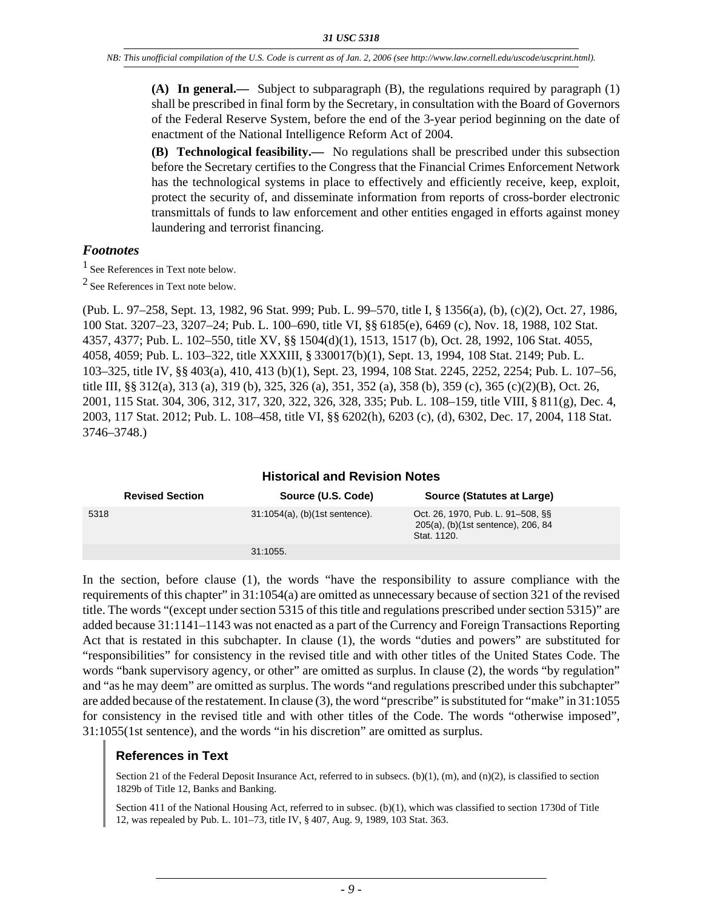**(A) In general.—** Subject to subparagraph (B), the regulations required by paragraph (1) shall be prescribed in final form by the Secretary, in consultation with the Board of Governors of the Federal Reserve System, before the end of the 3-year period beginning on the date of enactment of the National Intelligence Reform Act of 2004.

**(B) Technological feasibility.—** No regulations shall be prescribed under this subsection before the Secretary certifies to the Congress that the Financial Crimes Enforcement Network has the technological systems in place to effectively and efficiently receive, keep, exploit, protect the security of, and disseminate information from reports of cross-border electronic transmittals of funds to law enforcement and other entities engaged in efforts against money laundering and terrorist financing.

### *Footnotes*

[1] See References in Text note below.

[2] See References in Text note below.

(Pub. L. 97–258, Sept. 13, 1982, 96 Stat. 999; Pub. L. 99–570, title I, § 1356(a), (b), (c)(2), Oct. 27, 1986, 100 Stat. 3207–23, 3207–24; Pub. L. 100–690, title VI, §§ 6185(e), 6469 (c), Nov. 18, 1988, 102 Stat. 4357, 4377; Pub. L. 102–550, title XV, §§ 1504(d)(1), 1513, 1517 (b), Oct. 28, 1992, 106 Stat. 4055, 4058, 4059; Pub. L. 103–322, title XXXIII, § 330017(b)(1), Sept. 13, 1994, 108 Stat. 2149; Pub. L. 103–325, title IV, §§ 403(a), 410, 413 (b)(1), Sept. 23, 1994, 108 Stat. 2245, 2252, 2254; Pub. L. 107–56, title III, §§ 312(a), 313 (a), 319 (b), 325, 326 (a), 351, 352 (a), 358 (b), 359 (c), 365 (c)(2)(B), Oct. 26, 2001, 115 Stat. 304, 306, 312, 317, 320, 322, 326, 328, 335; Pub. L. 108–159, title VIII, § 811(g), Dec. 4, 2003, 117 Stat. 2012; Pub. L. 108–458, title VI, §§ 6202(h), 6203 (c), (d), 6302, Dec. 17, 2004, 118 Stat. 3746–3748.)

### Historical and Revision Notes

| Revised Section | Source (U.S. Code) | Source (Statutes at Large) |
|---|---|---|
| 5318 | 31:1054(a), (b)(1st sentence). | Oct. 26, 1970, Pub. L. 91–508, §§ 205(a), (b)(1st sentence), 206, 84 Stat. 1120. |
| | 31:1055. | |

In the section, before clause (1), the words "have the responsibility to assure compliance with the requirements of this chapter" in 31:1054(a) are omitted as unnecessary because of section 321 of the revised title. The words "(except under section 5315 of this title and regulations prescribed under section 5315)" are added because 31:1141–1143 was not enacted as a part of the Currency and Foreign Transactions Reporting Act that is restated in this subchapter. In clause (1), the words "duties and powers" are substituted for "responsibilities" for consistency in the revised title and with other titles of the United States Code. The words "bank supervisory agency, or other" are omitted as surplus. In clause (2), the words "by regulation" and "as he may deem" are omitted as surplus. The words "and regulations prescribed under this subchapter" are added because of the restatement. In clause (3), the word "prescribe" is substituted for "make" in 31:1055 for consistency in the revised title and with other titles of the Code. The words "otherwise imposed", 31:1055(1st sentence), and the words "in his discretion" are omitted as surplus.

### References in Text

Section 21 of the Federal Deposit Insurance Act, referred to in subsecs. (b)(1), (m), and (n)(2), is classified to section 1829b of Title 12, Banks and Banking.

Section 411 of the National Housing Act, referred to in subsec. (b)(1), which was classified to section 1730d of Title 12, was repealed by Pub. L. 101–73, title IV, § 407, Aug. 9, 1989, 103 Stat. 363.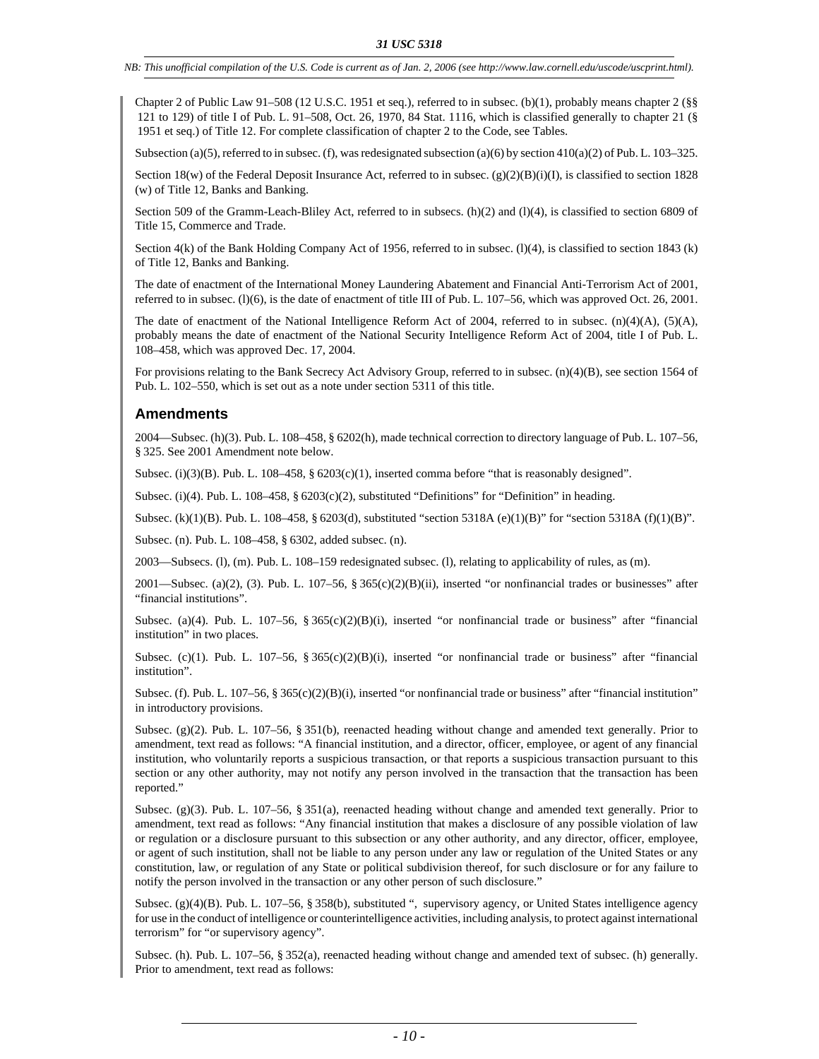Chapter 2 of Public Law 91–508 (12 U.S.C. 1951 et seq.), referred to in subsec. (b)(1), probably means chapter 2 (§§ 121 to 129) of title I of Pub. L. 91–508, Oct. 26, 1970, 84 Stat. 1116, which is classified generally to chapter 21 (§ 1951 et seq.) of Title 12. For complete classification of chapter 2 to the Code, see Tables.

Subsection (a)(5), referred to in subsec. (f), was redesignated subsection (a)(6) by section 410(a)(2) of Pub. L. 103–325.

Section 18(w) of the Federal Deposit Insurance Act, referred to in subsec. (g)(2)(B)(i)(I), is classified to section 1828 (w) of Title 12, Banks and Banking.

Section 509 of the Gramm-Leach-Bliley Act, referred to in subsecs. (h)(2) and (l)(4), is classified to section 6809 of Title 15, Commerce and Trade.

Section 4(k) of the Bank Holding Company Act of 1956, referred to in subsec. (l)(4), is classified to section 1843 (k) of Title 12, Banks and Banking.

The date of enactment of the International Money Laundering Abatement and Financial Anti-Terrorism Act of 2001, referred to in subsec. (l)(6), is the date of enactment of title III of Pub. L. 107–56, which was approved Oct. 26, 2001.

The date of enactment of the National Intelligence Reform Act of 2004, referred to in subsec. (n)(4)(A), (5)(A), probably means the date of enactment of the National Security Intelligence Reform Act of 2004, title I of Pub. L. 108–458, which was approved Dec. 17, 2004.

For provisions relating to the Bank Secrecy Act Advisory Group, referred to in subsec. (n)(4)(B), see section 1564 of Pub. L. 102–550, which is set out as a note under section 5311 of this title.

## Amendments

2004—Subsec. (h)(3). Pub. L. 108–458, § 6202(h), made technical correction to directory language of Pub. L. 107–56, § 325. See 2001 Amendment note below.

Subsec. (i)(3)(B). Pub. L. 108–458, § 6203(c)(1), inserted comma before "that is reasonably designed".

Subsec. (i)(4). Pub. L. 108–458, § 6203(c)(2), substituted "Definitions" for "Definition" in heading.

Subsec. (k)(1)(B). Pub. L. 108–458, § 6203(d), substituted "section 5318A (e)(1)(B)" for "section 5318A (f)(1)(B)".

Subsec. (n). Pub. L. 108–458, § 6302, added subsec. (n).

2003—Subsecs. (l), (m). Pub. L. 108–159 redesignated subsec. (l), relating to applicability of rules, as (m).

2001—Subsec. (a)(2), (3). Pub. L. 107–56, § 365(c)(2)(B)(ii), inserted "or nonfinancial trades or businesses" after "financial institutions".

Subsec. (a)(4). Pub. L. 107–56, § 365(c)(2)(B)(i), inserted "or nonfinancial trade or business" after "financial institution" in two places.

Subsec. (c)(1). Pub. L. 107–56, § 365(c)(2)(B)(i), inserted "or nonfinancial trade or business" after "financial institution".

Subsec. (f). Pub. L. 107–56, § 365(c)(2)(B)(i), inserted "or nonfinancial trade or business" after "financial institution" in introductory provisions.

Subsec. (g)(2). Pub. L. 107–56, § 351(b), reenacted heading without change and amended text generally. Prior to amendment, text read as follows: "A financial institution, and a director, officer, employee, or agent of any financial institution, who voluntarily reports a suspicious transaction, or that reports a suspicious transaction pursuant to this section or any other authority, may not notify any person involved in the transaction that the transaction has been reported."

Subsec. (g)(3). Pub. L. 107–56, § 351(a), reenacted heading without change and amended text generally. Prior to amendment, text read as follows: "Any financial institution that makes a disclosure of any possible violation of law or regulation or a disclosure pursuant to this subsection or any other authority, and any director, officer, employee, or agent of such institution, shall not be liable to any person under any law or regulation of the United States or any constitution, law, or regulation of any State or political subdivision thereof, for such disclosure or for any failure to notify the person involved in the transaction or any other person of such disclosure."

Subsec. (g)(4)(B). Pub. L. 107–56, § 358(b), substituted ", supervisory agency, or United States intelligence agency for use in the conduct of intelligence or counterintelligence activities, including analysis, to protect against international terrorism" for "or supervisory agency".

Subsec. (h). Pub. L. 107–56, § 352(a), reenacted heading without change and amended text of subsec. (h) generally. Prior to amendment, text read as follows: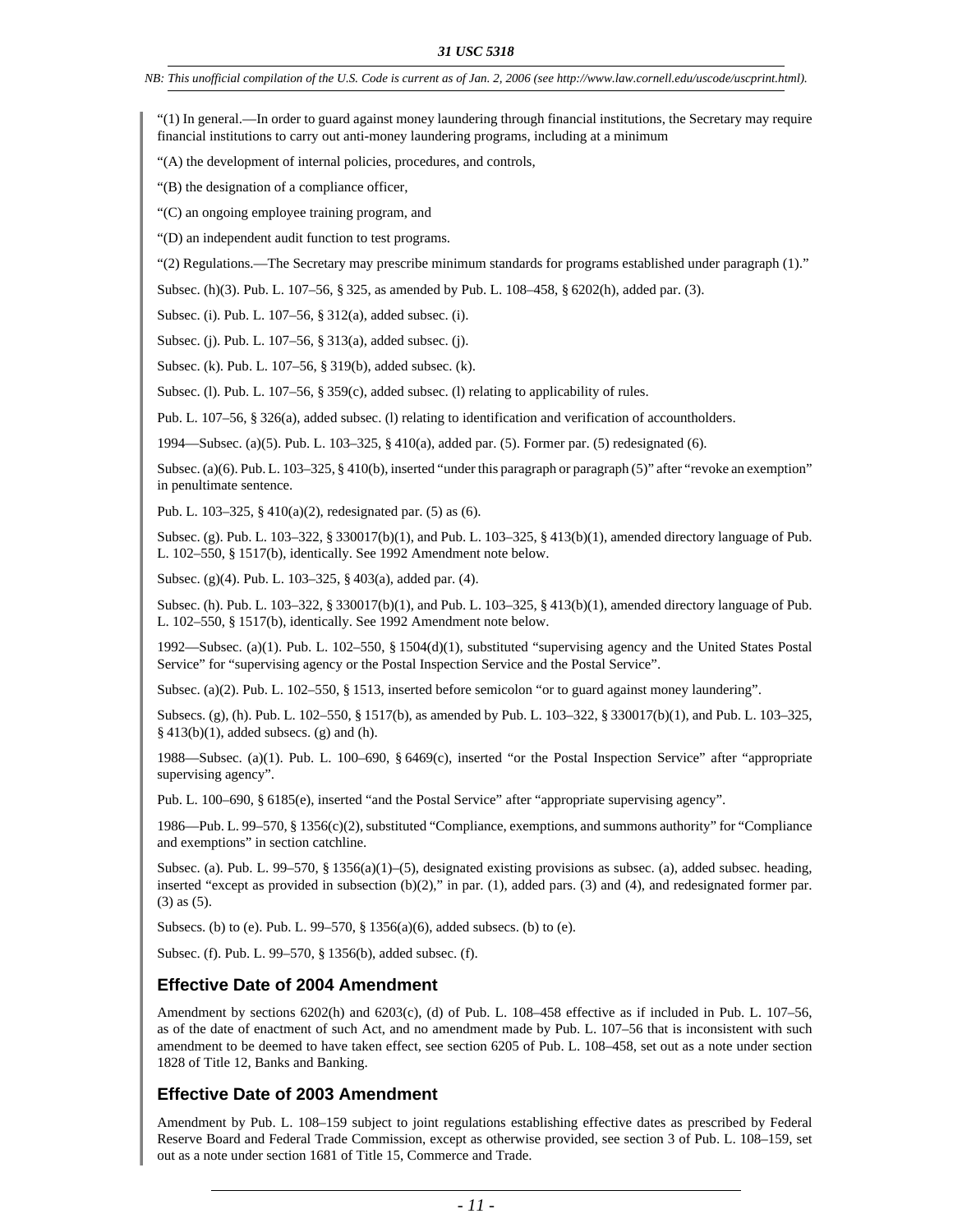"(1) In general.—In order to guard against money laundering through financial institutions, the Secretary may require financial institutions to carry out anti-money laundering programs, including at a minimum

"(A) the development of internal policies, procedures, and controls,

"(B) the designation of a compliance officer,

"(C) an ongoing employee training program, and

"(D) an independent audit function to test programs.

"(2) Regulations.—The Secretary may prescribe minimum standards for programs established under paragraph (1)."

Subsec. (h)(3). Pub. L. 107–56, § 325, as amended by Pub. L. 108–458, § 6202(h), added par. (3).

Subsec. (i). Pub. L. 107–56, § 312(a), added subsec. (i).

Subsec. (j). Pub. L. 107–56, § 313(a), added subsec. (j).

Subsec. (k). Pub. L. 107–56, § 319(b), added subsec. (k).

Subsec. (l). Pub. L. 107–56, § 359(c), added subsec. (l) relating to applicability of rules.

Pub. L. 107–56, § 326(a), added subsec. (l) relating to identification and verification of accountholders.

1994—Subsec. (a)(5). Pub. L. 103–325, § 410(a), added par. (5). Former par. (5) redesignated (6).

Subsec. (a)(6). Pub. L. 103–325, § 410(b), inserted "under this paragraph or paragraph (5)" after "revoke an exemption" in penultimate sentence.

Pub. L. 103–325, § 410(a)(2), redesignated par. (5) as (6).

Subsec. (g). Pub. L. 103–322, § 330017(b)(1), and Pub. L. 103–325, § 413(b)(1), amended directory language of Pub. L. 102–550, § 1517(b), identically. See 1992 Amendment note below.

Subsec. (g)(4). Pub. L. 103–325, § 403(a), added par. (4).

Subsec. (h). Pub. L. 103–322, § 330017(b)(1), and Pub. L. 103–325, § 413(b)(1), amended directory language of Pub. L. 102–550, § 1517(b), identically. See 1992 Amendment note below.

1992—Subsec. (a)(1). Pub. L. 102–550, § 1504(d)(1), substituted "supervising agency and the United States Postal Service" for "supervising agency or the Postal Inspection Service and the Postal Service".

Subsec. (a)(2). Pub. L. 102–550, § 1513, inserted before semicolon "or to guard against money laundering".

Subsecs. (g), (h). Pub. L. 102–550, § 1517(b), as amended by Pub. L. 103–322, § 330017(b)(1), and Pub. L. 103–325, § 413(b)(1), added subsecs. (g) and (h).

1988—Subsec. (a)(1). Pub. L. 100–690, § 6469(c), inserted "or the Postal Inspection Service" after "appropriate supervising agency".

Pub. L. 100–690, § 6185(e), inserted "and the Postal Service" after "appropriate supervising agency".

1986—Pub. L. 99–570, § 1356(c)(2), substituted "Compliance, exemptions, and summons authority" for "Compliance and exemptions" in section catchline.

Subsec. (a). Pub. L. 99–570, § 1356(a)(1)–(5), designated existing provisions as subsec. (a), added subsec. heading, inserted "except as provided in subsection (b)(2)," in par. (1), added pars. (3) and (4), and redesignated former par. (3) as (5).

Subsecs. (b) to (e). Pub. L. 99–570, § 1356(a)(6), added subsecs. (b) to (e).

Subsec. (f). Pub. L. 99–570, § 1356(b), added subsec. (f).

## Effective Date of 2004 Amendment

Amendment by sections 6202(h) and 6203(c), (d) of Pub. L. 108–458 effective as if included in Pub. L. 107–56, as of the date of enactment of such Act, and no amendment made by Pub. L. 107–56 that is inconsistent with such amendment to be deemed to have taken effect, see section 6205 of Pub. L. 108–458, set out as a note under section 1828 of Title 12, Banks and Banking.

## Effective Date of 2003 Amendment

Amendment by Pub. L. 108–159 subject to joint regulations establishing effective dates as prescribed by Federal Reserve Board and Federal Trade Commission, except as otherwise provided, see section 3 of Pub. L. 108–159, set out as a note under section 1681 of Title 15, Commerce and Trade.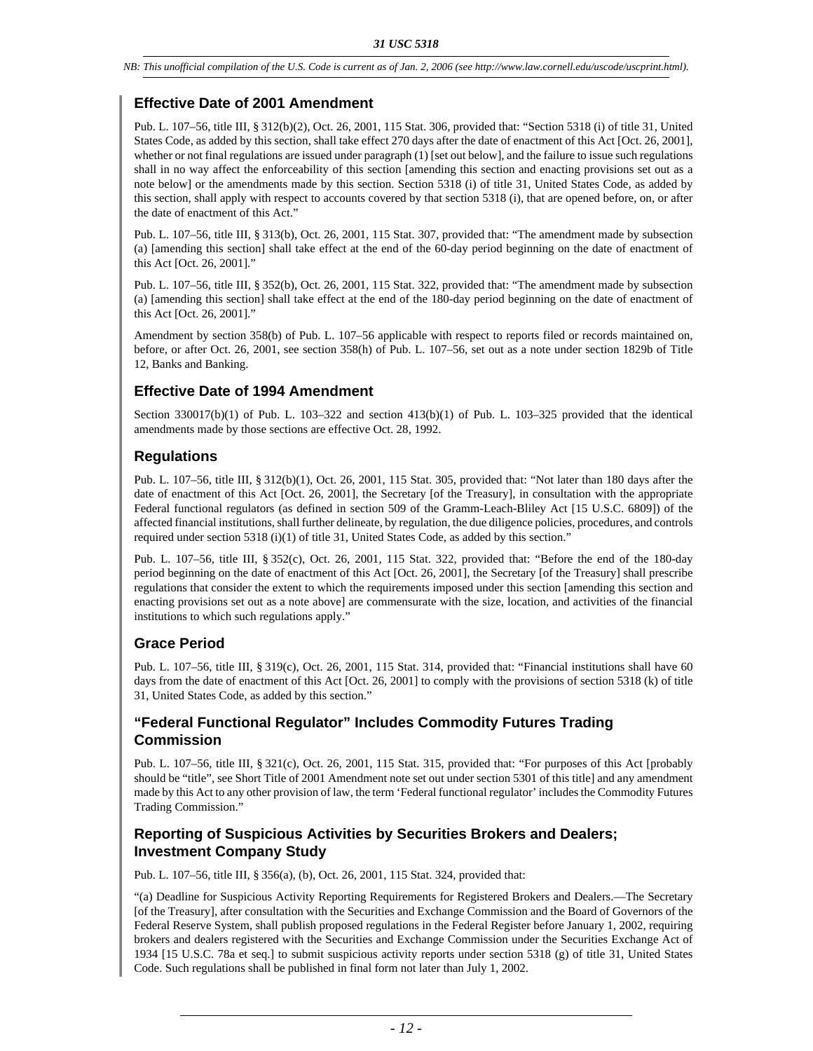## Effective Date of 2001 Amendment

Pub. L. 107–56, title III, § 312(b)(2), Oct. 26, 2001, 115 Stat. 306, provided that: "Section 5318 (i) of title 31, United States Code, as added by this section, shall take effect 270 days after the date of enactment of this Act [Oct. 26, 2001], whether or not final regulations are issued under paragraph (1) [set out below], and the failure to issue such regulations shall in no way affect the enforceability of this section [amending this section and enacting provisions set out as a note below] or the amendments made by this section. Section 5318 (i) of title 31, United States Code, as added by this section, shall apply with respect to accounts covered by that section 5318 (i), that are opened before, on, or after the date of enactment of this Act."

Pub. L. 107–56, title III, § 313(b), Oct. 26, 2001, 115 Stat. 307, provided that: "The amendment made by subsection (a) [amending this section] shall take effect at the end of the 60-day period beginning on the date of enactment of this Act [Oct. 26, 2001]."

Pub. L. 107–56, title III, § 352(b), Oct. 26, 2001, 115 Stat. 322, provided that: "The amendment made by subsection (a) [amending this section] shall take effect at the end of the 180-day period beginning on the date of enactment of this Act [Oct. 26, 2001]."

Amendment by section 358(b) of Pub. L. 107–56 applicable with respect to reports filed or records maintained on, before, or after Oct. 26, 2001, see section 358(h) of Pub. L. 107–56, set out as a note under section 1829b of Title 12, Banks and Banking.

## Effective Date of 1994 Amendment

Section 330017(b)(1) of Pub. L. 103–322 and section 413(b)(1) of Pub. L. 103–325 provided that the identical amendments made by those sections are effective Oct. 28, 1992.

## Regulations

Pub. L. 107–56, title III, § 312(b)(1), Oct. 26, 2001, 115 Stat. 305, provided that: "Not later than 180 days after the date of enactment of this Act [Oct. 26, 2001], the Secretary [of the Treasury], in consultation with the appropriate Federal functional regulators (as defined in section 509 of the Gramm-Leach-Bliley Act [15 U.S.C. 6809]) of the affected financial institutions, shall further delineate, by regulation, the due diligence policies, procedures, and controls required under section 5318 (i)(1) of title 31, United States Code, as added by this section."

Pub. L. 107–56, title III, § 352(c), Oct. 26, 2001, 115 Stat. 322, provided that: "Before the end of the 180-day period beginning on the date of enactment of this Act [Oct. 26, 2001], the Secretary [of the Treasury] shall prescribe regulations that consider the extent to which the requirements imposed under this section [amending this section and enacting provisions set out as a note above] are commensurate with the size, location, and activities of the financial institutions to which such regulations apply."

## Grace Period

Pub. L. 107–56, title III, § 319(c), Oct. 26, 2001, 115 Stat. 314, provided that: "Financial institutions shall have 60 days from the date of enactment of this Act [Oct. 26, 2001] to comply with the provisions of section 5318 (k) of title 31, United States Code, as added by this section."

## "Federal Functional Regulator" Includes Commodity Futures Trading Commission

Pub. L. 107–56, title III, § 321(c), Oct. 26, 2001, 115 Stat. 315, provided that: "For purposes of this Act [probably should be "title", see Short Title of 2001 Amendment note set out under section 5301 of this title] and any amendment made by this Act to any other provision of law, the term 'Federal functional regulator' includes the Commodity Futures Trading Commission."

## Reporting of Suspicious Activities by Securities Brokers and Dealers; Investment Company Study

Pub. L. 107–56, title III, § 356(a), (b), Oct. 26, 2001, 115 Stat. 324, provided that:

"(a) Deadline for Suspicious Activity Reporting Requirements for Registered Brokers and Dealers.—The Secretary [of the Treasury], after consultation with the Securities and Exchange Commission and the Board of Governors of the Federal Reserve System, shall publish proposed regulations in the Federal Register before January 1, 2002, requiring brokers and dealers registered with the Securities and Exchange Commission under the Securities Exchange Act of 1934 [15 U.S.C. 78a et seq.] to submit suspicious activity reports under section 5318 (g) of title 31, United States Code. Such regulations shall be published in final form not later than July 1, 2002.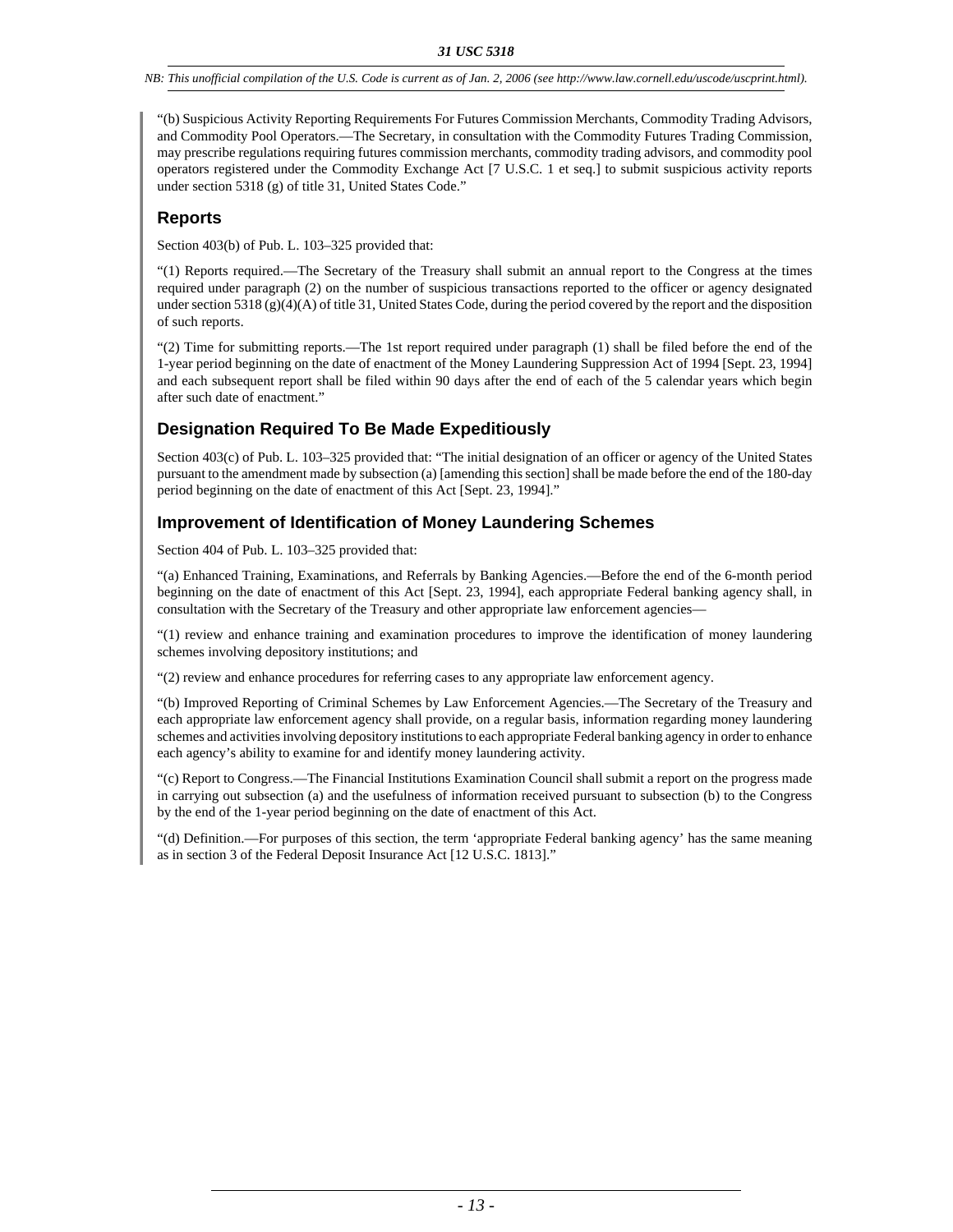"(b) Suspicious Activity Reporting Requirements For Futures Commission Merchants, Commodity Trading Advisors, and Commodity Pool Operators.—The Secretary, in consultation with the Commodity Futures Trading Commission, may prescribe regulations requiring futures commission merchants, commodity trading advisors, and commodity pool operators registered under the Commodity Exchange Act [7 U.S.C. 1 et seq.] to submit suspicious activity reports under section 5318 (g) of title 31, United States Code."

## Reports

Section 403(b) of Pub. L. 103–325 provided that:

"(1) Reports required.—The Secretary of the Treasury shall submit an annual report to the Congress at the times required under paragraph (2) on the number of suspicious transactions reported to the officer or agency designated under section 5318 (g)(4)(A) of title 31, United States Code, during the period covered by the report and the disposition of such reports.

"(2) Time for submitting reports.—The 1st report required under paragraph (1) shall be filed before the end of the 1-year period beginning on the date of enactment of the Money Laundering Suppression Act of 1994 [Sept. 23, 1994] and each subsequent report shall be filed within 90 days after the end of each of the 5 calendar years which begin after such date of enactment."

## Designation Required To Be Made Expeditiously

Section 403(c) of Pub. L. 103–325 provided that: "The initial designation of an officer or agency of the United States pursuant to the amendment made by subsection (a) [amending this section] shall be made before the end of the 180-day period beginning on the date of enactment of this Act [Sept. 23, 1994]."

## Improvement of Identification of Money Laundering Schemes

Section 404 of Pub. L. 103–325 provided that:

"(a) Enhanced Training, Examinations, and Referrals by Banking Agencies.—Before the end of the 6-month period beginning on the date of enactment of this Act [Sept. 23, 1994], each appropriate Federal banking agency shall, in consultation with the Secretary of the Treasury and other appropriate law enforcement agencies—

"(1) review and enhance training and examination procedures to improve the identification of money laundering schemes involving depository institutions; and

"(2) review and enhance procedures for referring cases to any appropriate law enforcement agency.

"(b) Improved Reporting of Criminal Schemes by Law Enforcement Agencies.—The Secretary of the Treasury and each appropriate law enforcement agency shall provide, on a regular basis, information regarding money laundering schemes and activities involving depository institutions to each appropriate Federal banking agency in order to enhance each agency's ability to examine for and identify money laundering activity.

"(c) Report to Congress.—The Financial Institutions Examination Council shall submit a report on the progress made in carrying out subsection (a) and the usefulness of information received pursuant to subsection (b) to the Congress by the end of the 1-year period beginning on the date of enactment of this Act.

"(d) Definition.—For purposes of this section, the term 'appropriate Federal banking agency' has the same meaning as in section 3 of the Federal Deposit Insurance Act [12 U.S.C. 1813]."